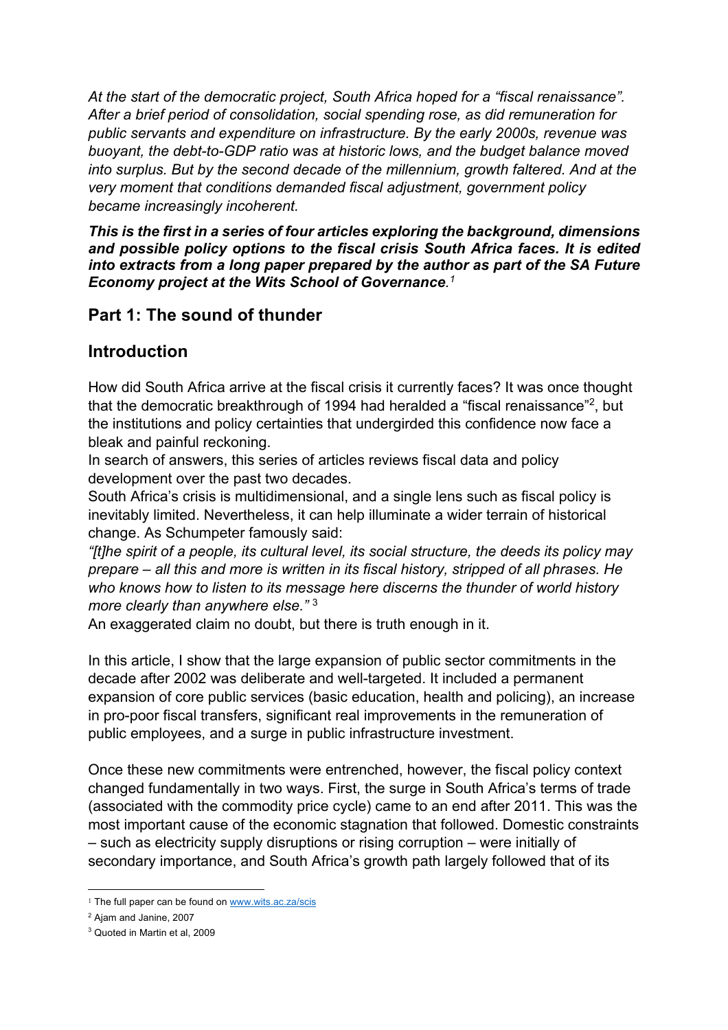*At the start of the democratic project, South Africa hoped for a "fiscal renaissance". After a brief period of consolidation, social spending rose, as did remuneration for public servants and expenditure on infrastructure. By the early 2000s, revenue was buoyant, the debt-to-GDP ratio was at historic lows, and the budget balance moved into surplus. But by the second decade of the millennium, growth faltered. And at the very moment that conditions demanded fiscal adjustment, government policy became increasingly incoherent.*

***This is the first in a series of four articles exploring the background, dimensions and possible policy options to the fiscal crisis South Africa faces. It is edited into extracts from a long paper prepared by the author as part of the SA Future Economy project at the Wits School of Governance.*** [1]

## Part 1: The sound of thunder

## Introduction

How did South Africa arrive at the fiscal crisis it currently faces? It was once thought that the democratic breakthrough of 1994 had heralded a "fiscal renaissance"[2], but the institutions and policy certainties that undergirded this confidence now face a bleak and painful reckoning.

In search of answers, this series of articles reviews fiscal data and policy development over the past two decades.

South Africa's crisis is multidimensional, and a single lens such as fiscal policy is inevitably limited. Nevertheless, it can help illuminate a wider terrain of historical change. As Schumpeter famously said:

*"[t]he spirit of a people, its cultural level, its social structure, the deeds its policy may prepare – all this and more is written in its fiscal history, stripped of all phrases. He who knows how to listen to its message here discerns the thunder of world history more clearly than anywhere else."* [3]

An exaggerated claim no doubt, but there is truth enough in it.

In this article, I show that the large expansion of public sector commitments in the decade after 2002 was deliberate and well-targeted. It included a permanent expansion of core public services (basic education, health and policing), an increase in pro-poor fiscal transfers, significant real improvements in the remuneration of public employees, and a surge in public infrastructure investment.

Once these new commitments were entrenched, however, the fiscal policy context changed fundamentally in two ways. First, the surge in South Africa's terms of trade (associated with the commodity price cycle) came to an end after 2011. This was the most important cause of the economic stagnation that followed. Domestic constraints – such as electricity supply disruptions or rising corruption – were initially of secondary importance, and South Africa's growth path largely followed that of its

---

[1] The full paper can be found on www.wits.ac.za/scis

[2] Ajam and Janine, 2007

[3] Quoted in Martin et al, 2009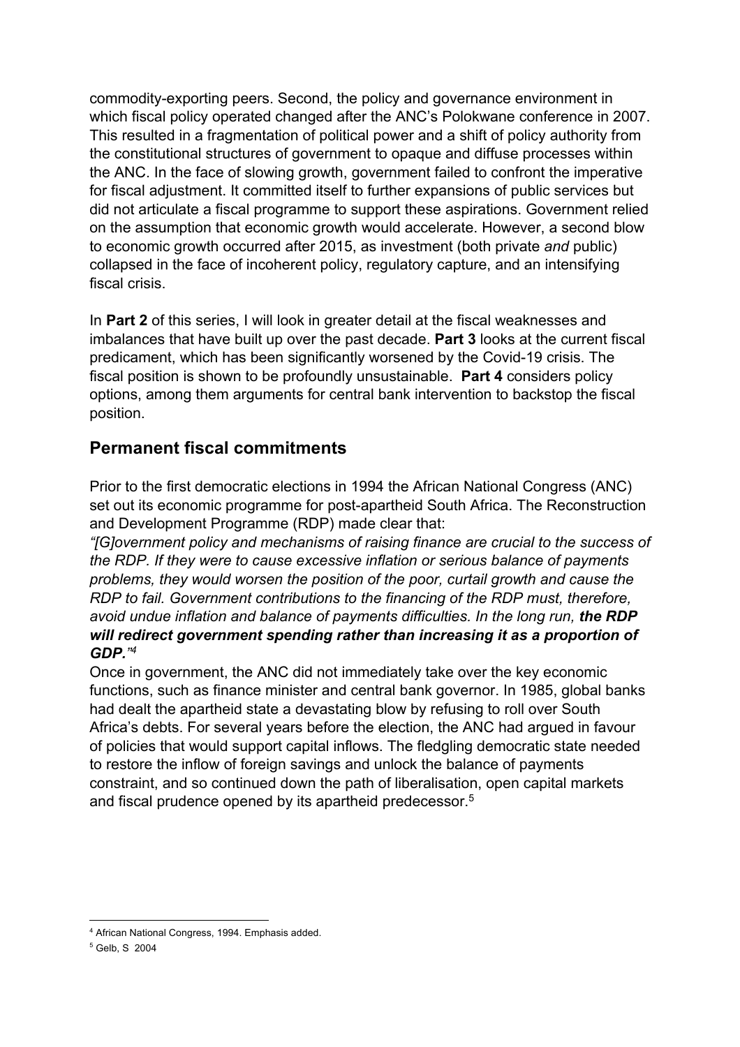commodity-exporting peers. Second, the policy and governance environment in which fiscal policy operated changed after the ANC's Polokwane conference in 2007. This resulted in a fragmentation of political power and a shift of policy authority from the constitutional structures of government to opaque and diffuse processes within the ANC. In the face of slowing growth, government failed to confront the imperative for fiscal adjustment. It committed itself to further expansions of public services but did not articulate a fiscal programme to support these aspirations. Government relied on the assumption that economic growth would accelerate. However, a second blow to economic growth occurred after 2015, as investment (both private *and* public) collapsed in the face of incoherent policy, regulatory capture, and an intensifying fiscal crisis.

In **Part 2** of this series, I will look in greater detail at the fiscal weaknesses and imbalances that have built up over the past decade. **Part 3** looks at the current fiscal predicament, which has been significantly worsened by the Covid-19 crisis. The fiscal position is shown to be profoundly unsustainable. **Part 4** considers policy options, among them arguments for central bank intervention to backstop the fiscal position.

## Permanent fiscal commitments

Prior to the first democratic elections in 1994 the African National Congress (ANC) set out its economic programme for post-apartheid South Africa. The Reconstruction and Development Programme (RDP) made clear that:

*"[G]overnment policy and mechanisms of raising finance are crucial to the success of the RDP. If they were to cause excessive inflation or serious balance of payments problems, they would worsen the position of the poor, curtail growth and cause the RDP to fail. Government contributions to the financing of the RDP must, therefore, avoid undue inflation and balance of payments difficulties. In the long run,* ***the RDP will redirect government spending rather than increasing it as a proportion of GDP.****"*[4]

Once in government, the ANC did not immediately take over the key economic functions, such as finance minister and central bank governor. In 1985, global banks had dealt the apartheid state a devastating blow by refusing to roll over South Africa's debts. For several years before the election, the ANC had argued in favour of policies that would support capital inflows. The fledgling democratic state needed to restore the inflow of foreign savings and unlock the balance of payments constraint, and so continued down the path of liberalisation, open capital markets and fiscal prudence opened by its apartheid predecessor.[5]

---

[4] African National Congress, 1994. Emphasis added.

[5] Gelb, S 2004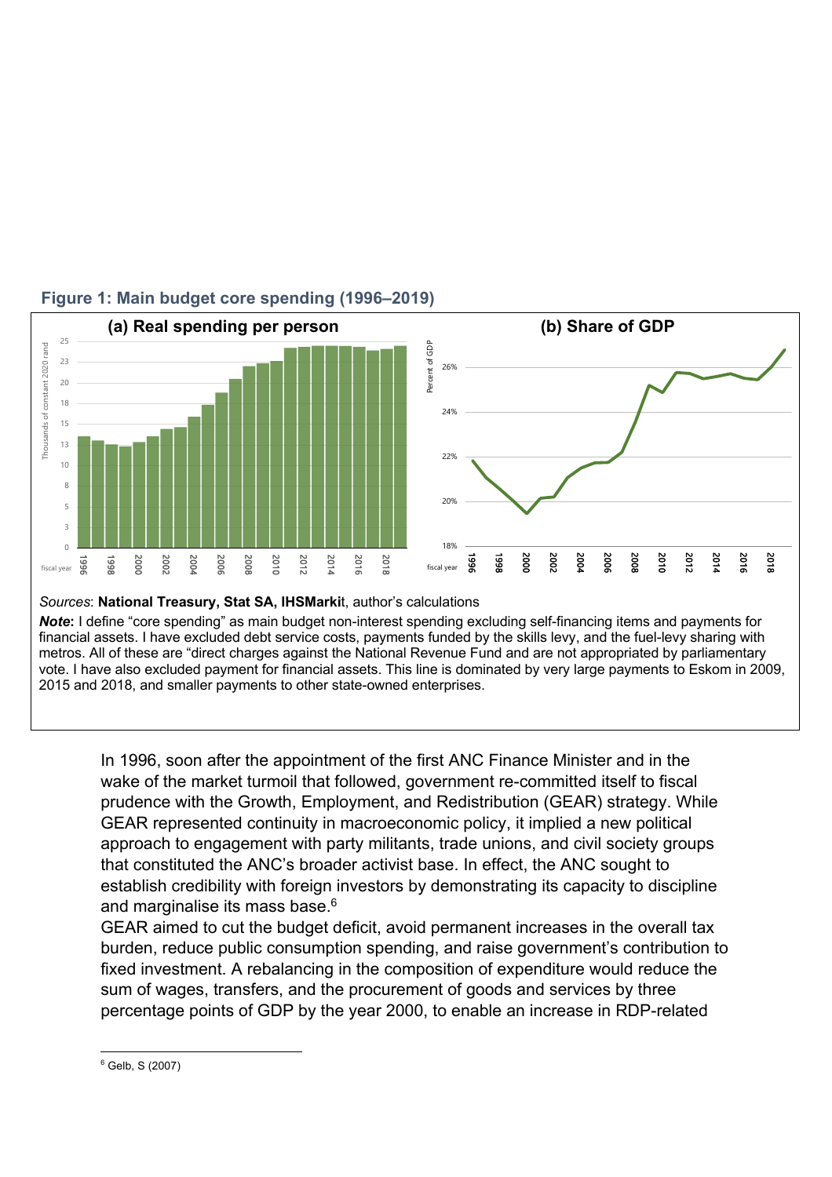**Figure 1: Main budget core spending (1996–2019)**

*Sources*: **National Treasury, Stat SA, IHSMarki**t, author's calculations

***Note*:** I define "core spending" as main budget non-interest spending excluding self-financing items and payments for financial assets. I have excluded debt service costs, payments funded by the skills levy, and the fuel-levy sharing with metros. All of these are "direct charges against the National Revenue Fund and are not appropriated by parliamentary vote. I have also excluded payment for financial assets. This line is dominated by very large payments to Eskom in 2009, 2015 and 2018, and smaller payments to other state-owned enterprises.

In 1996, soon after the appointment of the first ANC Finance Minister and in the wake of the market turmoil that followed, government re-committed itself to fiscal prudence with the Growth, Employment, and Redistribution (GEAR) strategy. While GEAR represented continuity in macroeconomic policy, it implied a new political approach to engagement with party militants, trade unions, and civil society groups that constituted the ANC's broader activist base. In effect, the ANC sought to establish credibility with foreign investors by demonstrating its capacity to discipline and marginalise its mass base.[6]

GEAR aimed to cut the budget deficit, avoid permanent increases in the overall tax burden, reduce public consumption spending, and raise government's contribution to fixed investment. A rebalancing in the composition of expenditure would reduce the sum of wages, transfers, and the procurement of goods and services by three percentage points of GDP by the year 2000, to enable an increase in RDP-related

[6] Gelb, S (2007)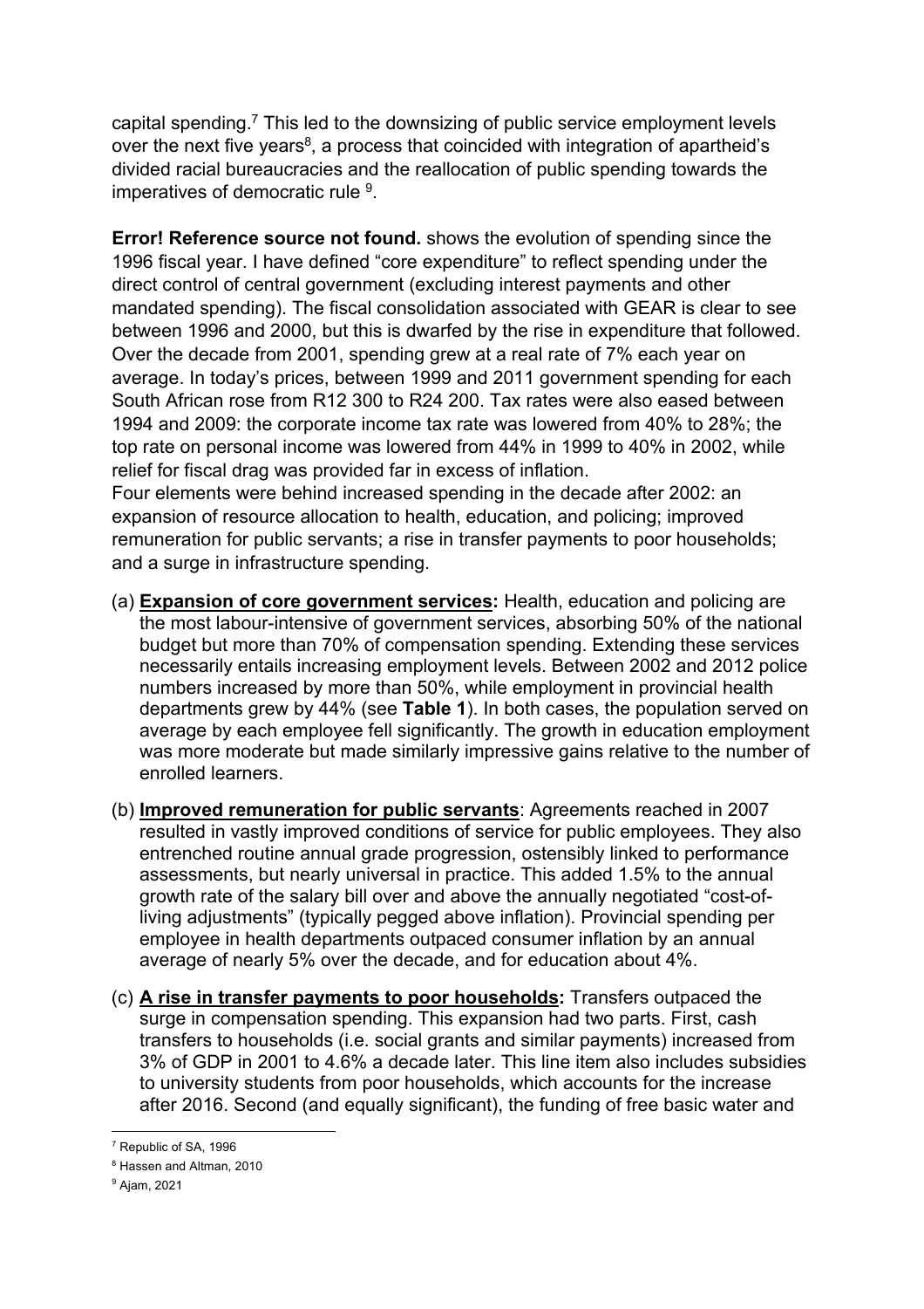capital spending.[7] This led to the downsizing of public service employment levels over the next five years[8], a process that coincided with integration of apartheid's divided racial bureaucracies and the reallocation of public spending towards the imperatives of democratic rule [9].

**Error! Reference source not found.** shows the evolution of spending since the 1996 fiscal year. I have defined "core expenditure" to reflect spending under the direct control of central government (excluding interest payments and other mandated spending). The fiscal consolidation associated with GEAR is clear to see between 1996 and 2000, but this is dwarfed by the rise in expenditure that followed. Over the decade from 2001, spending grew at a real rate of 7% each year on average. In today's prices, between 1999 and 2011 government spending for each South African rose from R12 300 to R24 200. Tax rates were also eased between 1994 and 2009: the corporate income tax rate was lowered from 40% to 28%; the top rate on personal income was lowered from 44% in 1999 to 40% in 2002, while relief for fiscal drag was provided far in excess of inflation.

Four elements were behind increased spending in the decade after 2002: an expansion of resource allocation to health, education, and policing; improved remuneration for public servants; a rise in transfer payments to poor households; and a surge in infrastructure spending.

(a) **Expansion of core government services:** Health, education and policing are the most labour-intensive of government services, absorbing 50% of the national budget but more than 70% of compensation spending. Extending these services necessarily entails increasing employment levels. Between 2002 and 2012 police numbers increased by more than 50%, while employment in provincial health departments grew by 44% (see **Table 1**). In both cases, the population served on average by each employee fell significantly. The growth in education employment was more moderate but made similarly impressive gains relative to the number of enrolled learners.

(b) **Improved remuneration for public servants**: Agreements reached in 2007 resulted in vastly improved conditions of service for public employees. They also entrenched routine annual grade progression, ostensibly linked to performance assessments, but nearly universal in practice. This added 1.5% to the annual growth rate of the salary bill over and above the annually negotiated "cost-of-living adjustments" (typically pegged above inflation). Provincial spending per employee in health departments outpaced consumer inflation by an annual average of nearly 5% over the decade, and for education about 4%.

(c) **A rise in transfer payments to poor households:** Transfers outpaced the surge in compensation spending. This expansion had two parts. First, cash transfers to households (i.e. social grants and similar payments) increased from 3% of GDP in 2001 to 4.6% a decade later. This line item also includes subsidies to university students from poor households, which accounts for the increase after 2016. Second (and equally significant), the funding of free basic water and

[7] Republic of SA, 1996

[8] Hassen and Altman, 2010

[9] Ajam, 2021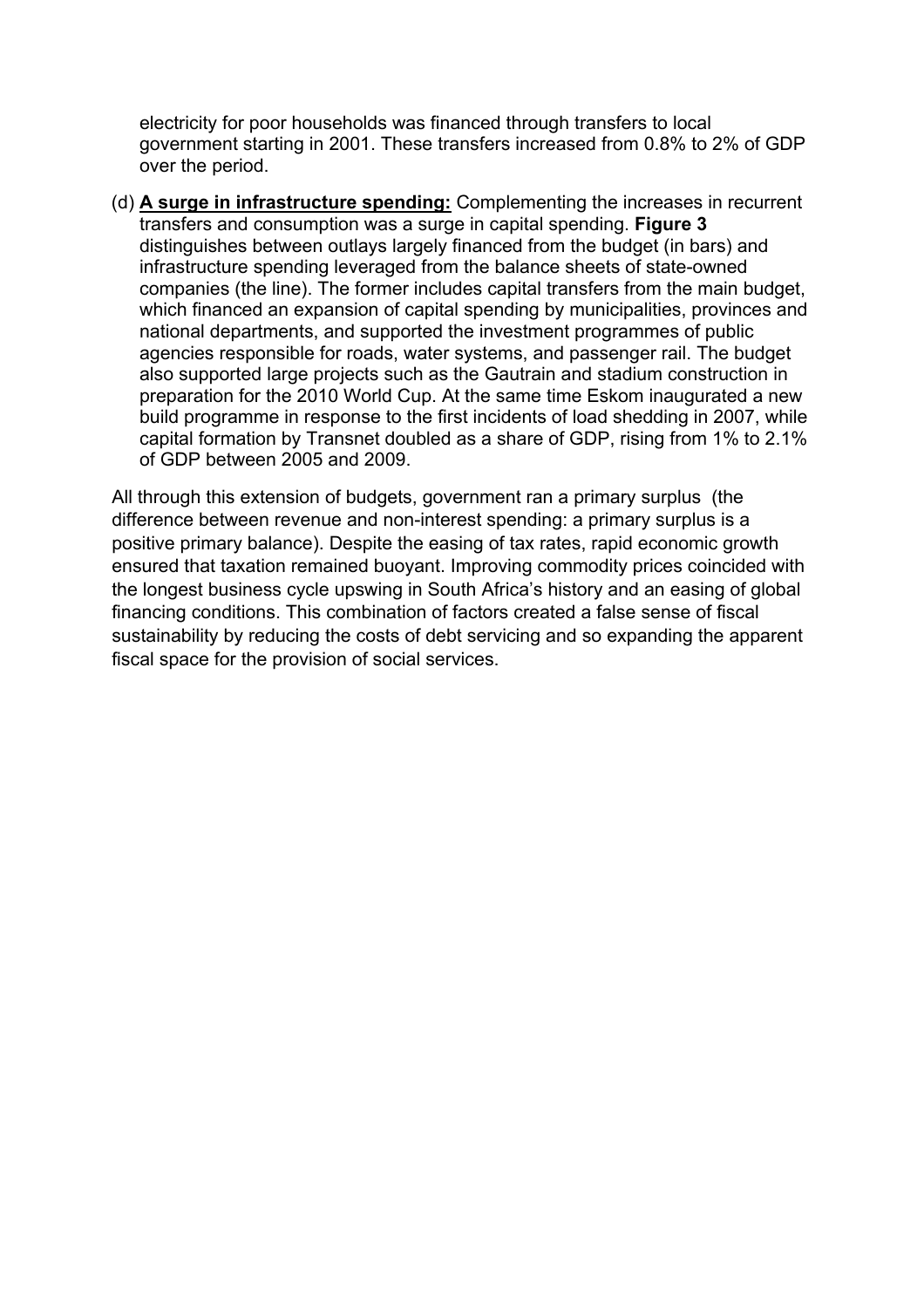electricity for poor households was financed through transfers to local government starting in 2001. These transfers increased from 0.8% to 2% of GDP over the period.

(d) **A surge in infrastructure spending:** Complementing the increases in recurrent transfers and consumption was a surge in capital spending. **Figure 3** distinguishes between outlays largely financed from the budget (in bars) and infrastructure spending leveraged from the balance sheets of state-owned companies (the line). The former includes capital transfers from the main budget, which financed an expansion of capital spending by municipalities, provinces and national departments, and supported the investment programmes of public agencies responsible for roads, water systems, and passenger rail. The budget also supported large projects such as the Gautrain and stadium construction in preparation for the 2010 World Cup. At the same time Eskom inaugurated a new build programme in response to the first incidents of load shedding in 2007, while capital formation by Transnet doubled as a share of GDP, rising from 1% to 2.1% of GDP between 2005 and 2009.

All through this extension of budgets, government ran a primary surplus (the difference between revenue and non-interest spending: a primary surplus is a positive primary balance). Despite the easing of tax rates, rapid economic growth ensured that taxation remained buoyant. Improving commodity prices coincided with the longest business cycle upswing in South Africa's history and an easing of global financing conditions. This combination of factors created a false sense of fiscal sustainability by reducing the costs of debt servicing and so expanding the apparent fiscal space for the provision of social services.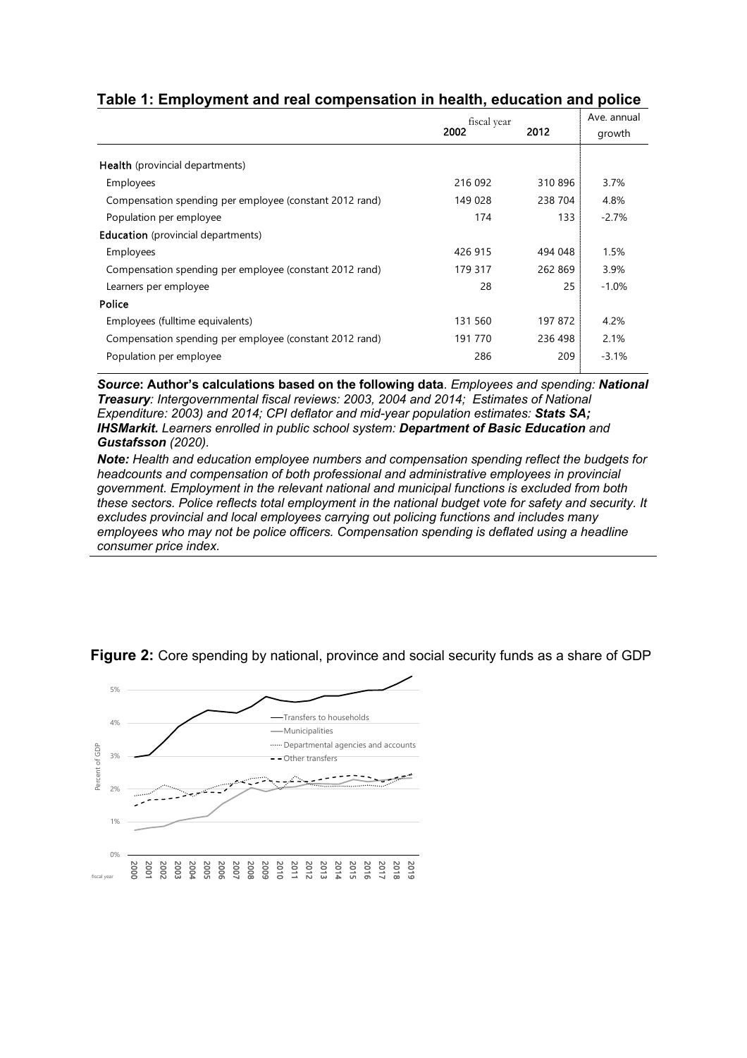## Table 1: Employment and real compensation in health, education and police

| | fiscal year 2002 | 2012 | Ave. annual growth |
|---|---|---|---|
| **Health** (provincial departments) | | | |
| Employees | 216 092 | 310 896 | 3.7% |
| Compensation spending per employee (constant 2012 rand) | 149 028 | 238 704 | 4.8% |
| Population per employee | 174 | 133 | -2.7% |
| **Education** (provincial departments) | | | |
| Employees | 426 915 | 494 048 | 1.5% |
| Compensation spending per employee (constant 2012 rand) | 179 317 | 262 869 | 3.9% |
| Learners per employee | 28 | 25 | -1.0% |
| **Police** | | | |
| Employees (fulltime equivalents) | 131 560 | 197 872 | 4.2% |
| Compensation spending per employee (constant 2012 rand) | 191 770 | 236 498 | 2.1% |
| Population per employee | 286 | 209 | -3.1% |

***Source*: Author's calculations based on the following data**. *Employees and spending:* ***National Treasury****: Intergovernmental fiscal reviews: 2003, 2004 and 2014; Estimates of National Expenditure: 2003) and 2014; CPI deflator and mid-year population estimates:* ***Stats SA; IHSMarkit.*** *Learners enrolled in public school system:* ***Department of Basic Education*** *and* ***Gustafsson*** *(2020).*

***Note:*** *Health and education employee numbers and compensation spending reflect the budgets for headcounts and compensation of both professional and administrative employees in provincial government. Employment in the relevant national and municipal functions is excluded from both these sectors. Police reflects total employment in the national budget vote for safety and security. It excludes provincial and local employees carrying out policing functions and includes many employees who may not be police officers. Compensation spending is deflated using a headline consumer price index.*

**Figure 2:** Core spending by national, province and social security funds as a share of GDP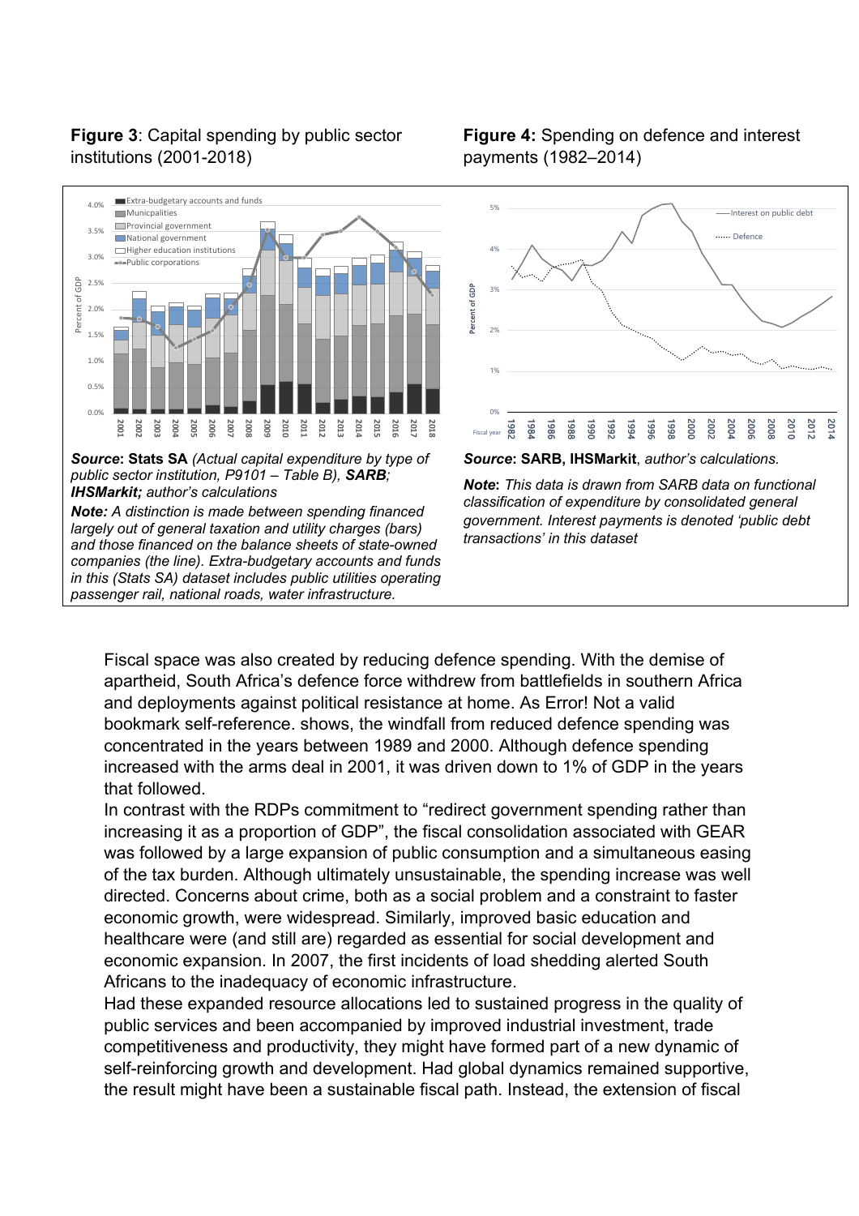**Figure 3**: Capital spending by public sector institutions (2001-2018)

***Source*: Stats SA** *(Actual capital expenditure by type of public sector institution, P9101 – Table B), **SARB**; **IHSMarkit**; author's calculations*

***Note:** A distinction is made between spending financed largely out of general taxation and utility charges (bars) and those financed on the balance sheets of state-owned companies (the line). Extra-budgetary accounts and funds in this (Stats SA) dataset includes public utilities operating passenger rail, national roads, water infrastructure.*

**Figure 4:** Spending on defence and interest payments (1982–2014)

***Source*: SARB, IHSMarkit**, *author's calculations.*

***Note*:** *This data is drawn from SARB data on functional classification of expenditure by consolidated general government. Interest payments is denoted 'public debt transactions' in this dataset*

Fiscal space was also created by reducing defence spending. With the demise of apartheid, South Africa's defence force withdrew from battlefields in southern Africa and deployments against political resistance at home. As Error! Not a valid bookmark self-reference. shows, the windfall from reduced defence spending was concentrated in the years between 1989 and 2000. Although defence spending increased with the arms deal in 2001, it was driven down to 1% of GDP in the years that followed.

In contrast with the RDPs commitment to "redirect government spending rather than increasing it as a proportion of GDP", the fiscal consolidation associated with GEAR was followed by a large expansion of public consumption and a simultaneous easing of the tax burden. Although ultimately unsustainable, the spending increase was well directed. Concerns about crime, both as a social problem and a constraint to faster economic growth, were widespread. Similarly, improved basic education and healthcare were (and still are) regarded as essential for social development and economic expansion. In 2007, the first incidents of load shedding alerted South Africans to the inadequacy of economic infrastructure.

Had these expanded resource allocations led to sustained progress in the quality of public services and been accompanied by improved industrial investment, trade competitiveness and productivity, they might have formed part of a new dynamic of self-reinforcing growth and development. Had global dynamics remained supportive, the result might have been a sustainable fiscal path. Instead, the extension of fiscal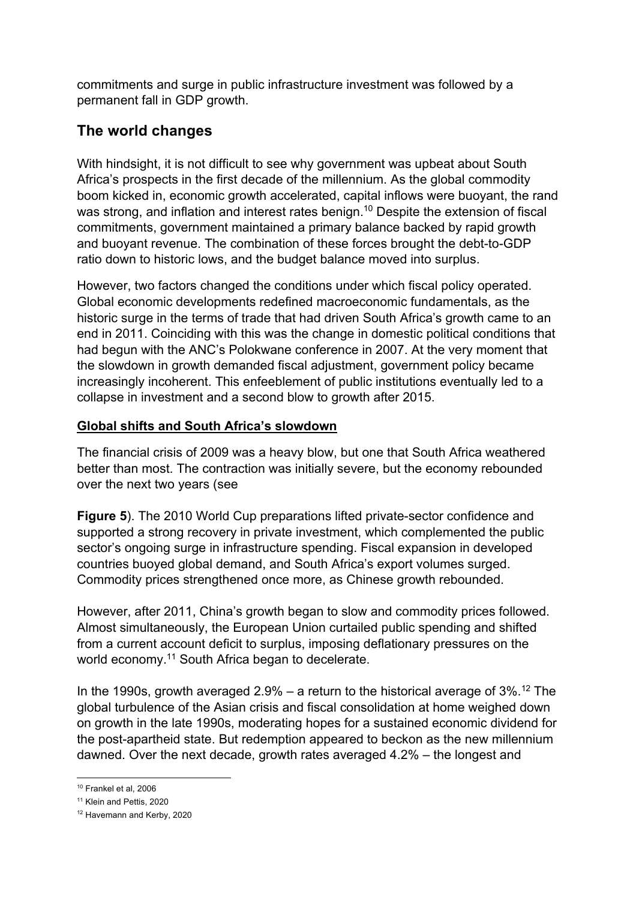commitments and surge in public infrastructure investment was followed by a permanent fall in GDP growth.

## The world changes

With hindsight, it is not difficult to see why government was upbeat about South Africa's prospects in the first decade of the millennium. As the global commodity boom kicked in, economic growth accelerated, capital inflows were buoyant, the rand was strong, and inflation and interest rates benign.[10] Despite the extension of fiscal commitments, government maintained a primary balance backed by rapid growth and buoyant revenue. The combination of these forces brought the debt-to-GDP ratio down to historic lows, and the budget balance moved into surplus.

However, two factors changed the conditions under which fiscal policy operated. Global economic developments redefined macroeconomic fundamentals, as the historic surge in the terms of trade that had driven South Africa's growth came to an end in 2011. Coinciding with this was the change in domestic political conditions that had begun with the ANC's Polokwane conference in 2007. At the very moment that the slowdown in growth demanded fiscal adjustment, government policy became increasingly incoherent. This enfeeblement of public institutions eventually led to a collapse in investment and a second blow to growth after 2015.

### Global shifts and South Africa's slowdown

The financial crisis of 2009 was a heavy blow, but one that South Africa weathered better than most. The contraction was initially severe, but the economy rebounded over the next two years (see **Figure 5**). The 2010 World Cup preparations lifted private-sector confidence and supported a strong recovery in private investment, which complemented the public sector's ongoing surge in infrastructure spending. Fiscal expansion in developed countries buoyed global demand, and South Africa's export volumes surged. Commodity prices strengthened once more, as Chinese growth rebounded.

However, after 2011, China's growth began to slow and commodity prices followed. Almost simultaneously, the European Union curtailed public spending and shifted from a current account deficit to surplus, imposing deflationary pressures on the world economy.[11] South Africa began to decelerate.

In the 1990s, growth averaged 2.9% – a return to the historical average of 3%.[12] The global turbulence of the Asian crisis and fiscal consolidation at home weighed down on growth in the late 1990s, moderating hopes for a sustained economic dividend for the post-apartheid state. But redemption appeared to beckon as the new millennium dawned. Over the next decade, growth rates averaged 4.2% – the longest and

[10] Frankel et al, 2006

[11] Klein and Pettis, 2020

[12] Havemann and Kerby, 2020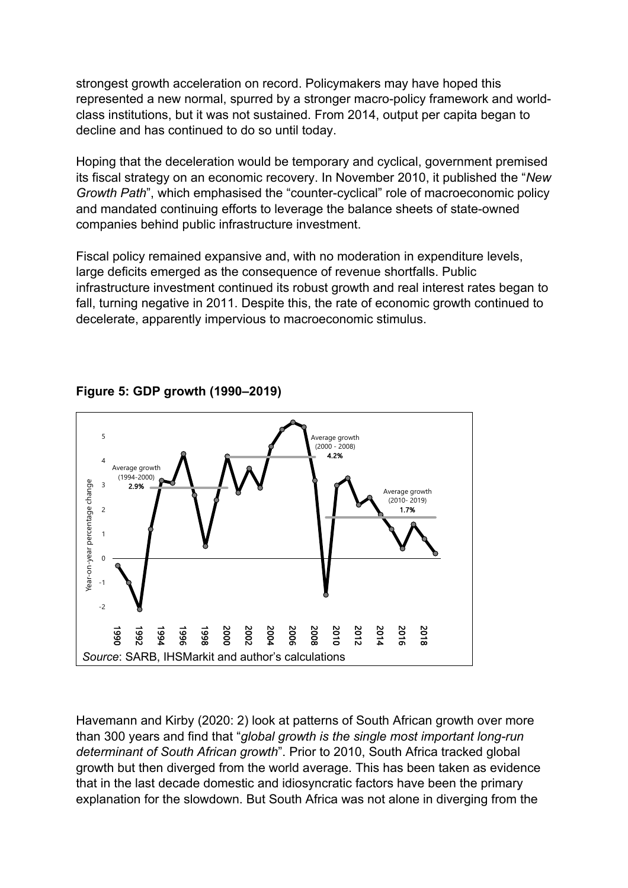strongest growth acceleration on record. Policymakers may have hoped this represented a new normal, spurred by a stronger macro-policy framework and world-class institutions, but it was not sustained. From 2014, output per capita began to decline and has continued to do so until today.

Hoping that the deceleration would be temporary and cyclical, government premised its fiscal strategy on an economic recovery. In November 2010, it published the "*New Growth Path*", which emphasised the "counter-cyclical" role of macroeconomic policy and mandated continuing efforts to leverage the balance sheets of state-owned companies behind public infrastructure investment.

Fiscal policy remained expansive and, with no moderation in expenditure levels, large deficits emerged as the consequence of revenue shortfalls. Public infrastructure investment continued its robust growth and real interest rates began to fall, turning negative in 2011. Despite this, the rate of economic growth continued to decelerate, apparently impervious to macroeconomic stimulus.

**Figure 5: GDP growth (1990–2019)**

*Source*: SARB, IHSMarkit and author's calculations

Havemann and Kirby (2020: 2) look at patterns of South African growth over more than 300 years and find that "*global growth is the single most important long-run determinant of South African growth*". Prior to 2010, South Africa tracked global growth but then diverged from the world average. This has been taken as evidence that in the last decade domestic and idiosyncratic factors have been the primary explanation for the slowdown. But South Africa was not alone in diverging from the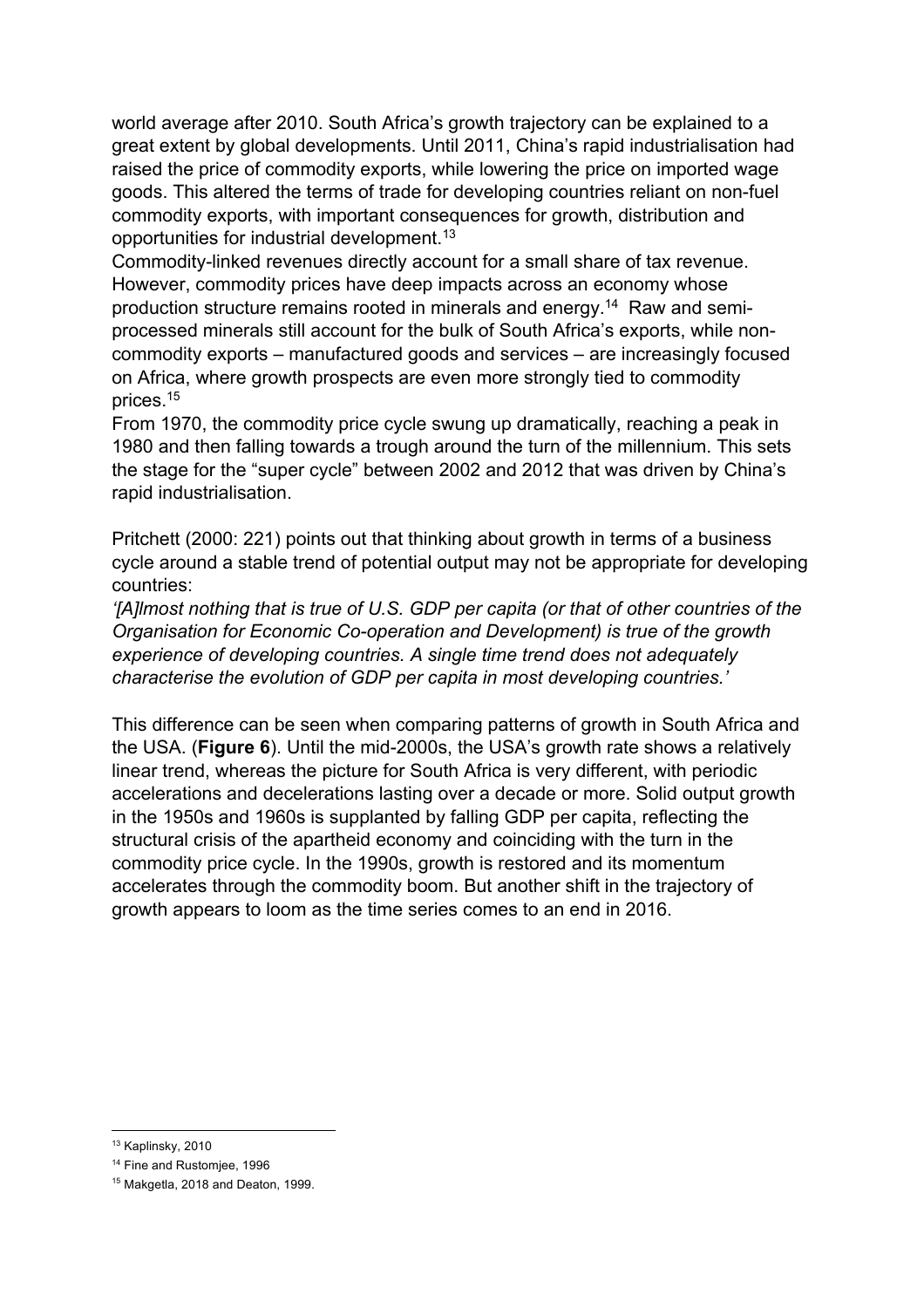world average after 2010. South Africa's growth trajectory can be explained to a great extent by global developments. Until 2011, China's rapid industrialisation had raised the price of commodity exports, while lowering the price on imported wage goods. This altered the terms of trade for developing countries reliant on non-fuel commodity exports, with important consequences for growth, distribution and opportunities for industrial development.[13]

Commodity-linked revenues directly account for a small share of tax revenue. However, commodity prices have deep impacts across an economy whose production structure remains rooted in minerals and energy.[14] Raw and semi-processed minerals still account for the bulk of South Africa's exports, while non-commodity exports – manufactured goods and services – are increasingly focused on Africa, where growth prospects are even more strongly tied to commodity prices.[15]

From 1970, the commodity price cycle swung up dramatically, reaching a peak in 1980 and then falling towards a trough around the turn of the millennium. This sets the stage for the "super cycle" between 2002 and 2012 that was driven by China's rapid industrialisation.

Pritchett (2000: 221) points out that thinking about growth in terms of a business cycle around a stable trend of potential output may not be appropriate for developing countries:

*'[A]lmost nothing that is true of U.S. GDP per capita (or that of other countries of the Organisation for Economic Co-operation and Development) is true of the growth experience of developing countries. A single time trend does not adequately characterise the evolution of GDP per capita in most developing countries.'*

This difference can be seen when comparing patterns of growth in South Africa and the USA. (**Figure 6**). Until the mid-2000s, the USA's growth rate shows a relatively linear trend, whereas the picture for South Africa is very different, with periodic accelerations and decelerations lasting over a decade or more. Solid output growth in the 1950s and 1960s is supplanted by falling GDP per capita, reflecting the structural crisis of the apartheid economy and coinciding with the turn in the commodity price cycle. In the 1990s, growth is restored and its momentum accelerates through the commodity boom. But another shift in the trajectory of growth appears to loom as the time series comes to an end in 2016.

---

[13] Kaplinsky, 2010

[14] Fine and Rustomjee, 1996

[15] Makgetla, 2018 and Deaton, 1999.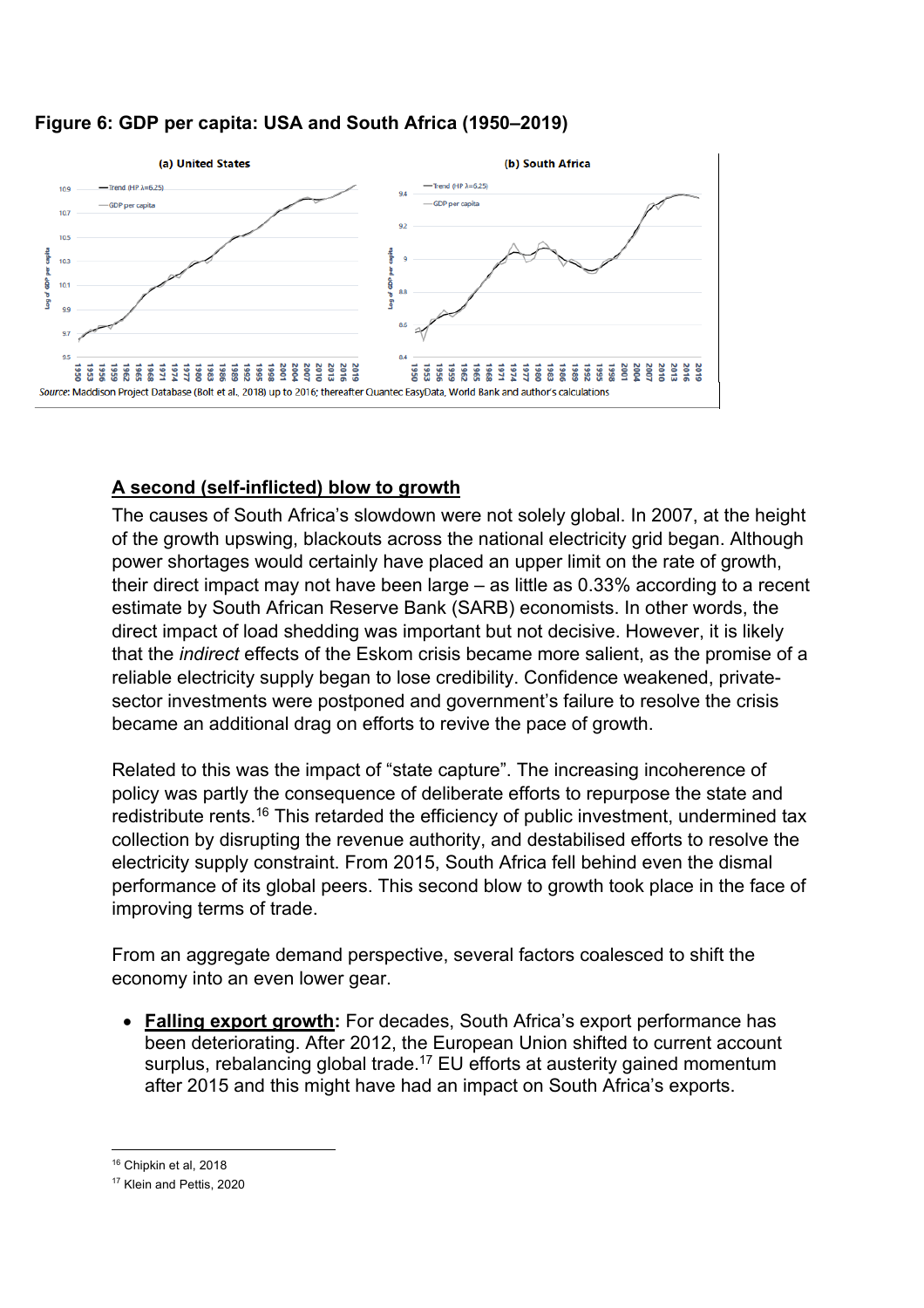**Figure 6: GDP per capita: USA and South Africa (1950–2019)**

*Source*: Maddison Project Database (Bolt et al., 2018) up to 2016; thereafter Quantec EasyData, World Bank and author's calculations

## A second (self-inflicted) blow to growth

The causes of South Africa's slowdown were not solely global. In 2007, at the height of the growth upswing, blackouts across the national electricity grid began. Although power shortages would certainly have placed an upper limit on the rate of growth, their direct impact may not have been large – as little as 0.33% according to a recent estimate by South African Reserve Bank (SARB) economists. In other words, the direct impact of load shedding was important but not decisive. However, it is likely that the *indirect* effects of the Eskom crisis became more salient, as the promise of a reliable electricity supply began to lose credibility. Confidence weakened, private-sector investments were postponed and government's failure to resolve the crisis became an additional drag on efforts to revive the pace of growth.

Related to this was the impact of "state capture". The increasing incoherence of policy was partly the consequence of deliberate efforts to repurpose the state and redistribute rents.[16] This retarded the efficiency of public investment, undermined tax collection by disrupting the revenue authority, and destabilised efforts to resolve the electricity supply constraint. From 2015, South Africa fell behind even the dismal performance of its global peers. This second blow to growth took place in the face of improving terms of trade.

From an aggregate demand perspective, several factors coalesced to shift the economy into an even lower gear.

- **Falling export growth**: For decades, South Africa's export performance has been deteriorating. After 2012, the European Union shifted to current account surplus, rebalancing global trade.[17] EU efforts at austerity gained momentum after 2015 and this might have had an impact on South Africa's exports.

---

[16] Chipkin et al, 2018

[17] Klein and Pettis, 2020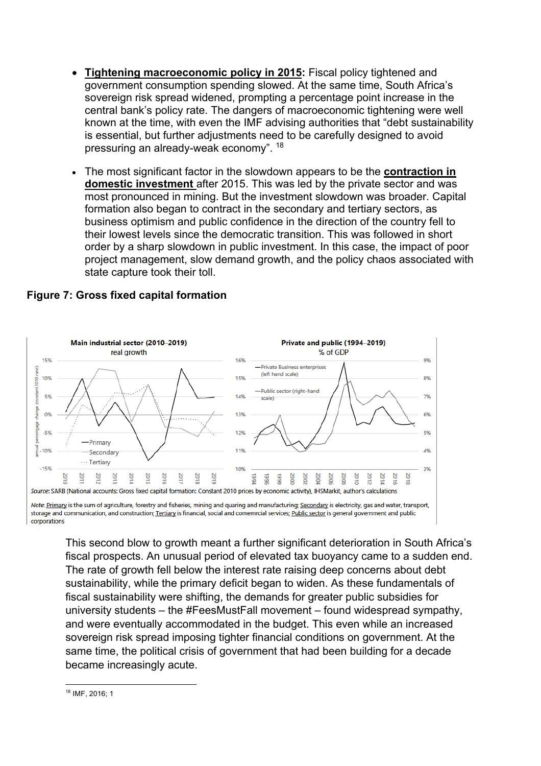- **Tightening macroeconomic policy in 2015:** Fiscal policy tightened and government consumption spending slowed. At the same time, South Africa's sovereign risk spread widened, prompting a percentage point increase in the central bank's policy rate. The dangers of macroeconomic tightening were well known at the time, with even the IMF advising authorities that "debt sustainability is essential, but further adjustments need to be carefully designed to avoid pressuring an already-weak economy". [18]

- The most significant factor in the slowdown appears to be the **contraction in domestic investment** after 2015. This was led by the private sector and was most pronounced in mining. But the investment slowdown was broader. Capital formation also began to contract in the secondary and tertiary sectors, as business optimism and public confidence in the direction of the country fell to their lowest levels since the democratic transition. This was followed in short order by a sharp slowdown in public investment. In this case, the impact of poor project management, slow demand growth, and the policy chaos associated with state capture took their toll.

**Figure 7: Gross fixed capital formation**

*Source*: SARB (National accounts: Gross fixed capital formation: Constant 2010 prices by economic activity), IHSMarkit, author's calculations

*Note*: Primary is the sum of agriculture, forestry and fisheries, mining and quaring and manufacturing; Secondary is electricity, gas and water, transport, storage and communication, and construction; Tertiary is financial, social and comemrcial services; Public sector is general government and public corporations

This second blow to growth meant a further significant deterioration in South Africa's fiscal prospects. An unusual period of elevated tax buoyancy came to a sudden end. The rate of growth fell below the interest rate raising deep concerns about debt sustainability, while the primary deficit began to widen. As these fundamentals of fiscal sustainability were shifting, the demands for greater public subsidies for university students – the #FeesMustFall movement – found widespread sympathy, and were eventually accommodated in the budget. This even while an increased sovereign risk spread imposing tighter financial conditions on government. At the same time, the political crisis of government that had been building for a decade became increasingly acute.

---

[18] IMF, 2016; 1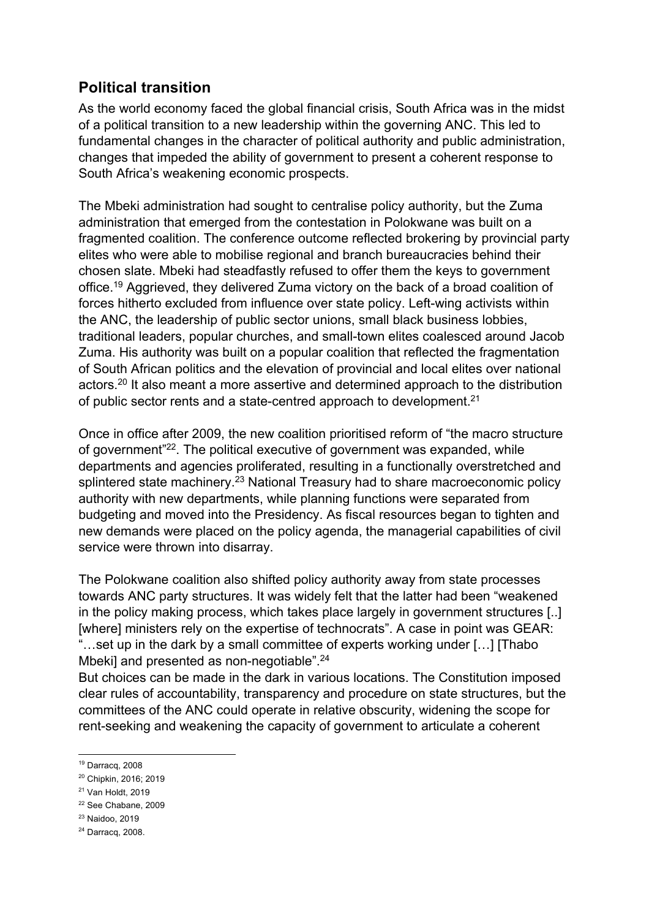## Political transition

As the world economy faced the global financial crisis, South Africa was in the midst of a political transition to a new leadership within the governing ANC. This led to fundamental changes in the character of political authority and public administration, changes that impeded the ability of government to present a coherent response to South Africa's weakening economic prospects.

The Mbeki administration had sought to centralise policy authority, but the Zuma administration that emerged from the contestation in Polokwane was built on a fragmented coalition. The conference outcome reflected brokering by provincial party elites who were able to mobilise regional and branch bureaucracies behind their chosen slate. Mbeki had steadfastly refused to offer them the keys to government office.[19] Aggrieved, they delivered Zuma victory on the back of a broad coalition of forces hitherto excluded from influence over state policy. Left-wing activists within the ANC, the leadership of public sector unions, small black business lobbies, traditional leaders, popular churches, and small-town elites coalesced around Jacob Zuma. His authority was built on a popular coalition that reflected the fragmentation of South African politics and the elevation of provincial and local elites over national actors.[20] It also meant a more assertive and determined approach to the distribution of public sector rents and a state-centred approach to development.[21]

Once in office after 2009, the new coalition prioritised reform of "the macro structure of government"[22]. The political executive of government was expanded, while departments and agencies proliferated, resulting in a functionally overstretched and splintered state machinery.[23] National Treasury had to share macroeconomic policy authority with new departments, while planning functions were separated from budgeting and moved into the Presidency. As fiscal resources began to tighten and new demands were placed on the policy agenda, the managerial capabilities of civil service were thrown into disarray.

The Polokwane coalition also shifted policy authority away from state processes towards ANC party structures. It was widely felt that the latter had been "weakened in the policy making process, which takes place largely in government structures [..] [where] ministers rely on the expertise of technocrats". A case in point was GEAR: "…set up in the dark by a small committee of experts working under […] [Thabo Mbeki] and presented as non-negotiable".[24]

But choices can be made in the dark in various locations. The Constitution imposed clear rules of accountability, transparency and procedure on state structures, but the committees of the ANC could operate in relative obscurity, widening the scope for rent-seeking and weakening the capacity of government to articulate a coherent

---

[19] Darracq, 2008

[20] Chipkin, 2016; 2019

[21] Van Holdt, 2019

[22] See Chabane, 2009

[23] Naidoo, 2019

[24] Darracq, 2008.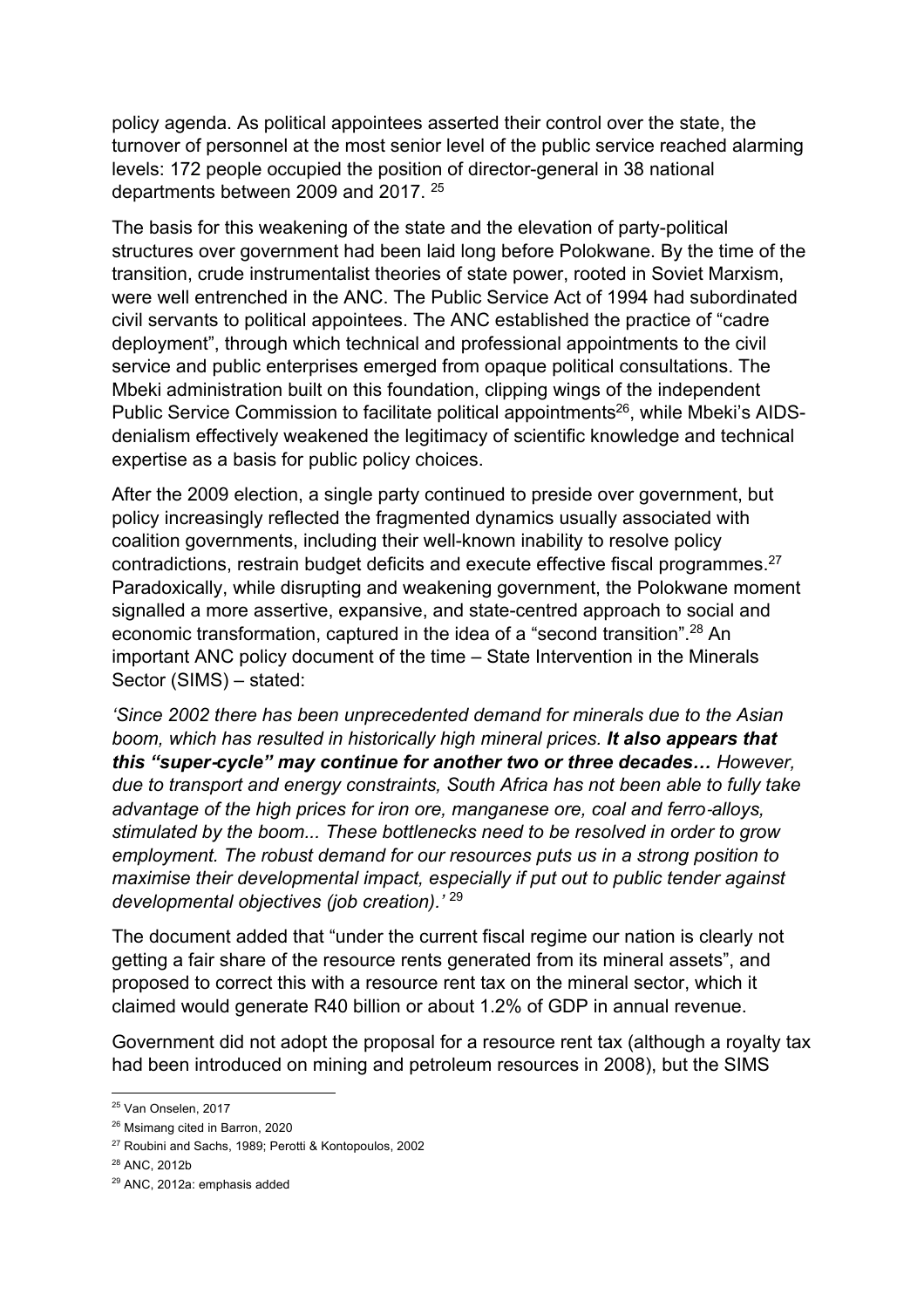policy agenda. As political appointees asserted their control over the state, the turnover of personnel at the most senior level of the public service reached alarming levels: 172 people occupied the position of director-general in 38 national departments between 2009 and 2017. [25]

The basis for this weakening of the state and the elevation of party-political structures over government had been laid long before Polokwane. By the time of the transition, crude instrumentalist theories of state power, rooted in Soviet Marxism, were well entrenched in the ANC. The Public Service Act of 1994 had subordinated civil servants to political appointees. The ANC established the practice of "cadre deployment", through which technical and professional appointments to the civil service and public enterprises emerged from opaque political consultations. The Mbeki administration built on this foundation, clipping wings of the independent Public Service Commission to facilitate political appointments[26], while Mbeki's AIDS-denialism effectively weakened the legitimacy of scientific knowledge and technical expertise as a basis for public policy choices.

After the 2009 election, a single party continued to preside over government, but policy increasingly reflected the fragmented dynamics usually associated with coalition governments, including their well-known inability to resolve policy contradictions, restrain budget deficits and execute effective fiscal programmes.[27] Paradoxically, while disrupting and weakening government, the Polokwane moment signalled a more assertive, expansive, and state-centred approach to social and economic transformation, captured in the idea of a "second transition".[28] An important ANC policy document of the time – State Intervention in the Minerals Sector (SIMS) – stated:

*'Since 2002 there has been unprecedented demand for minerals due to the Asian boom, which has resulted in historically high mineral prices.* ***It also appears that this "super-cycle" may continue for another two or three decades…*** *However, due to transport and energy constraints, South Africa has not been able to fully take advantage of the high prices for iron ore, manganese ore, coal and ferro-alloys, stimulated by the boom... These bottlenecks need to be resolved in order to grow employment. The robust demand for our resources puts us in a strong position to maximise their developmental impact, especially if put out to public tender against developmental objectives (job creation).'* [29]

The document added that "under the current fiscal regime our nation is clearly not getting a fair share of the resource rents generated from its mineral assets", and proposed to correct this with a resource rent tax on the mineral sector, which it claimed would generate R40 billion or about 1.2% of GDP in annual revenue.

Government did not adopt the proposal for a resource rent tax (although a royalty tax had been introduced on mining and petroleum resources in 2008), but the SIMS

---

[25] Van Onselen, 2017

[26] Msimang cited in Barron, 2020

[27] Roubini and Sachs, 1989; Perotti & Kontopoulos, 2002

[28] ANC, 2012b

[29] ANC, 2012a: emphasis added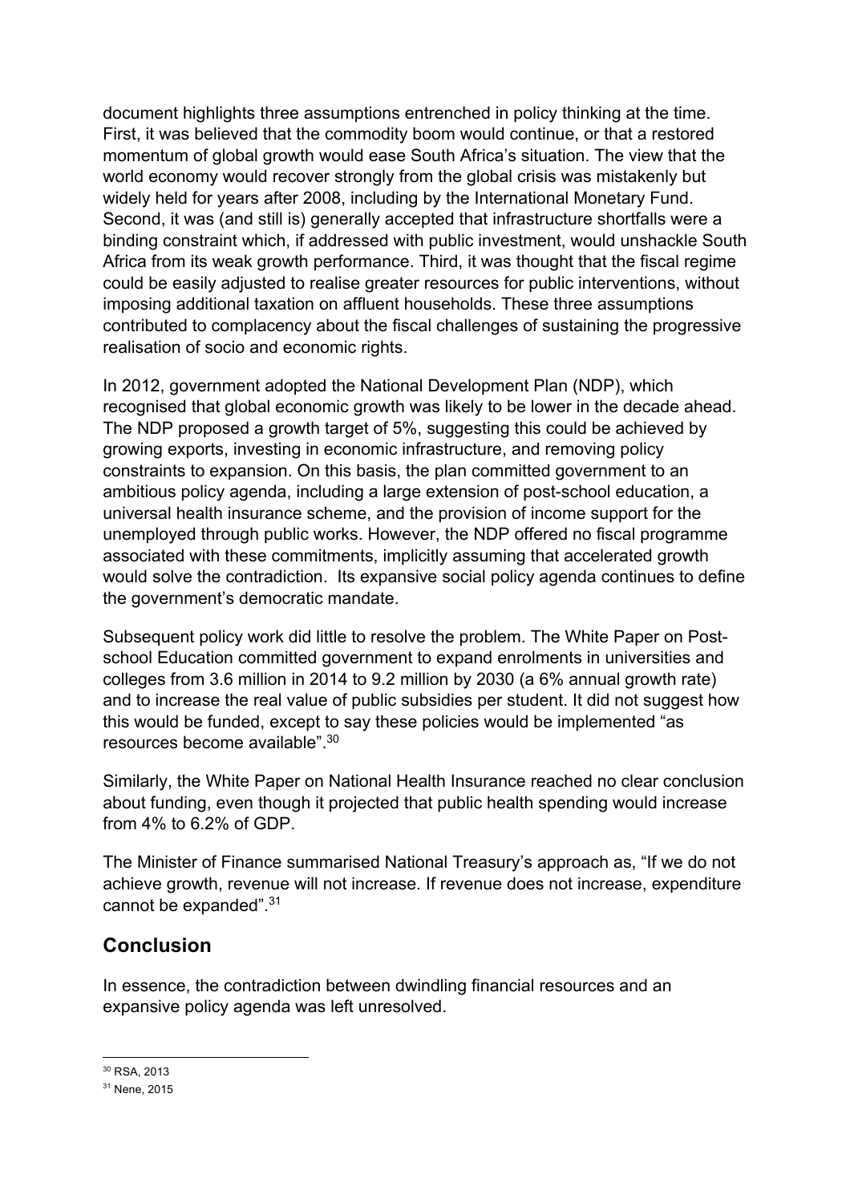document highlights three assumptions entrenched in policy thinking at the time. First, it was believed that the commodity boom would continue, or that a restored momentum of global growth would ease South Africa's situation. The view that the world economy would recover strongly from the global crisis was mistakenly but widely held for years after 2008, including by the International Monetary Fund. Second, it was (and still is) generally accepted that infrastructure shortfalls were a binding constraint which, if addressed with public investment, would unshackle South Africa from its weak growth performance. Third, it was thought that the fiscal regime could be easily adjusted to realise greater resources for public interventions, without imposing additional taxation on affluent households. These three assumptions contributed to complacency about the fiscal challenges of sustaining the progressive realisation of socio and economic rights.

In 2012, government adopted the National Development Plan (NDP), which recognised that global economic growth was likely to be lower in the decade ahead. The NDP proposed a growth target of 5%, suggesting this could be achieved by growing exports, investing in economic infrastructure, and removing policy constraints to expansion. On this basis, the plan committed government to an ambitious policy agenda, including a large extension of post-school education, a universal health insurance scheme, and the provision of income support for the unemployed through public works. However, the NDP offered no fiscal programme associated with these commitments, implicitly assuming that accelerated growth would solve the contradiction. Its expansive social policy agenda continues to define the government's democratic mandate.

Subsequent policy work did little to resolve the problem. The White Paper on Post-school Education committed government to expand enrolments in universities and colleges from 3.6 million in 2014 to 9.2 million by 2030 (a 6% annual growth rate) and to increase the real value of public subsidies per student. It did not suggest how this would be funded, except to say these policies would be implemented "as resources become available".[30]

Similarly, the White Paper on National Health Insurance reached no clear conclusion about funding, even though it projected that public health spending would increase from 4% to 6.2% of GDP.

The Minister of Finance summarised National Treasury's approach as, "If we do not achieve growth, revenue will not increase. If revenue does not increase, expenditure cannot be expanded".[31]

## Conclusion

In essence, the contradiction between dwindling financial resources and an expansive policy agenda was left unresolved.

[30] RSA, 2013

[31] Nene, 2015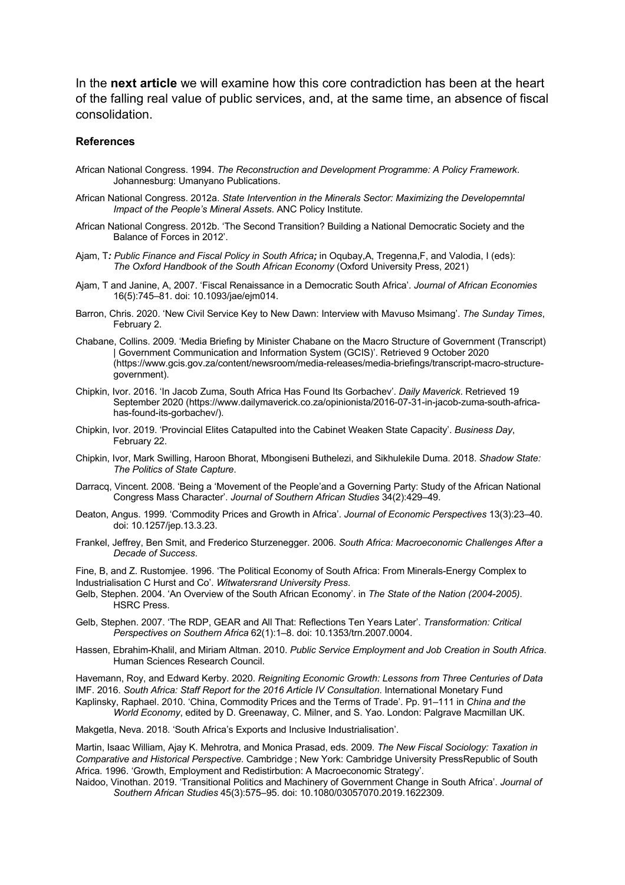In the **next article** we will examine how this core contradiction has been at the heart of the falling real value of public services, and, at the same time, an absence of fiscal consolidation.

### References

African National Congress. 1994. *The Reconstruction and Development Programme: A Policy Framework*. Johannesburg: Umanyano Publications.

African National Congress. 2012a. *State Intervention in the Minerals Sector: Maximizing the Developemntal Impact of the People's Mineral Assets*. ANC Policy Institute.

African National Congress. 2012b. 'The Second Transition? Building a National Democratic Society and the Balance of Forces in 2012'.

Ajam, T*: Public Finance and Fiscal Policy in South Africa;* in Oqubay,A, Tregenna,F, and Valodia, I (eds): *The Oxford Handbook of the South African Economy* (Oxford University Press, 2021)

Ajam, T and Janine, A, 2007. 'Fiscal Renaissance in a Democratic South Africa'. *Journal of African Economies* 16(5):745–81. doi: 10.1093/jae/ejm014.

Barron, Chris. 2020. 'New Civil Service Key to New Dawn: Interview with Mavuso Msimang'. *The Sunday Times*, February 2.

Chabane, Collins. 2009. 'Media Briefing by Minister Chabane on the Macro Structure of Government (Transcript) | Government Communication and Information System (GCIS)'. Retrieved 9 October 2020 (https://www.gcis.gov.za/content/newsroom/media-releases/media-briefings/transcript-macro-structure-government).

Chipkin, Ivor. 2016. 'In Jacob Zuma, South Africa Has Found Its Gorbachev'. *Daily Maverick*. Retrieved 19 September 2020 (https://www.dailymaverick.co.za/opinionista/2016-07-31-in-jacob-zuma-south-africa-has-found-its-gorbachev/).

Chipkin, Ivor. 2019. 'Provincial Elites Catapulted into the Cabinet Weaken State Capacity'. *Business Day*, February 22.

Chipkin, Ivor, Mark Swilling, Haroon Bhorat, Mbongiseni Buthelezi, and Sikhulekile Duma. 2018. *Shadow State: The Politics of State Capture*.

Darracq, Vincent. 2008. 'Being a 'Movement of the People'and a Governing Party: Study of the African National Congress Mass Character'. *Journal of Southern African Studies* 34(2):429–49.

Deaton, Angus. 1999. 'Commodity Prices and Growth in Africa'. *Journal of Economic Perspectives* 13(3):23–40. doi: 10.1257/jep.13.3.23.

Frankel, Jeffrey, Ben Smit, and Frederico Sturzenegger. 2006. *South Africa: Macroeconomic Challenges After a Decade of Success*.

Fine, B, and Z. Rustomjee. 1996. 'The Political Economy of South Africa: From Minerals-Energy Complex to Industrialisation C Hurst and Co'. *Witwatersrand University Press*.

Gelb, Stephen. 2004. 'An Overview of the South African Economy'. in *The State of the Nation (2004-2005)*. HSRC Press.

Gelb, Stephen. 2007. 'The RDP, GEAR and All That: Reflections Ten Years Later'. *Transformation: Critical Perspectives on Southern Africa* 62(1):1–8. doi: 10.1353/trn.2007.0004.

Hassen, Ebrahim-Khalil, and Miriam Altman. 2010. *Public Service Employment and Job Creation in South Africa*. Human Sciences Research Council.

Havemann, Roy, and Edward Kerby. 2020. *Reigniting Economic Growth: Lessons from Three Centuries of Data*

IMF. 2016. *South Africa: Staff Report for the 2016 Article IV Consultation*. International Monetary Fund

Kaplinsky, Raphael. 2010. 'China, Commodity Prices and the Terms of Trade'. Pp. 91–111 in *China and the World Economy*, edited by D. Greenaway, C. Milner, and S. Yao. London: Palgrave Macmillan UK.

Makgetla, Neva. 2018. 'South Africa's Exports and Inclusive Industrialisation'.

Martin, Isaac William, Ajay K. Mehrotra, and Monica Prasad, eds. 2009. *The New Fiscal Sociology: Taxation in Comparative and Historical Perspective*. Cambridge ; New York: Cambridge University PressRepublic of South Africa. 1996. 'Growth, Employment and Redistirbution: A Macroeconomic Strategy'.

Naidoo, Vinothan. 2019. 'Transitional Politics and Machinery of Government Change in South Africa'. *Journal of Southern African Studies* 45(3):575–95. doi: 10.1080/03057070.2019.1622309.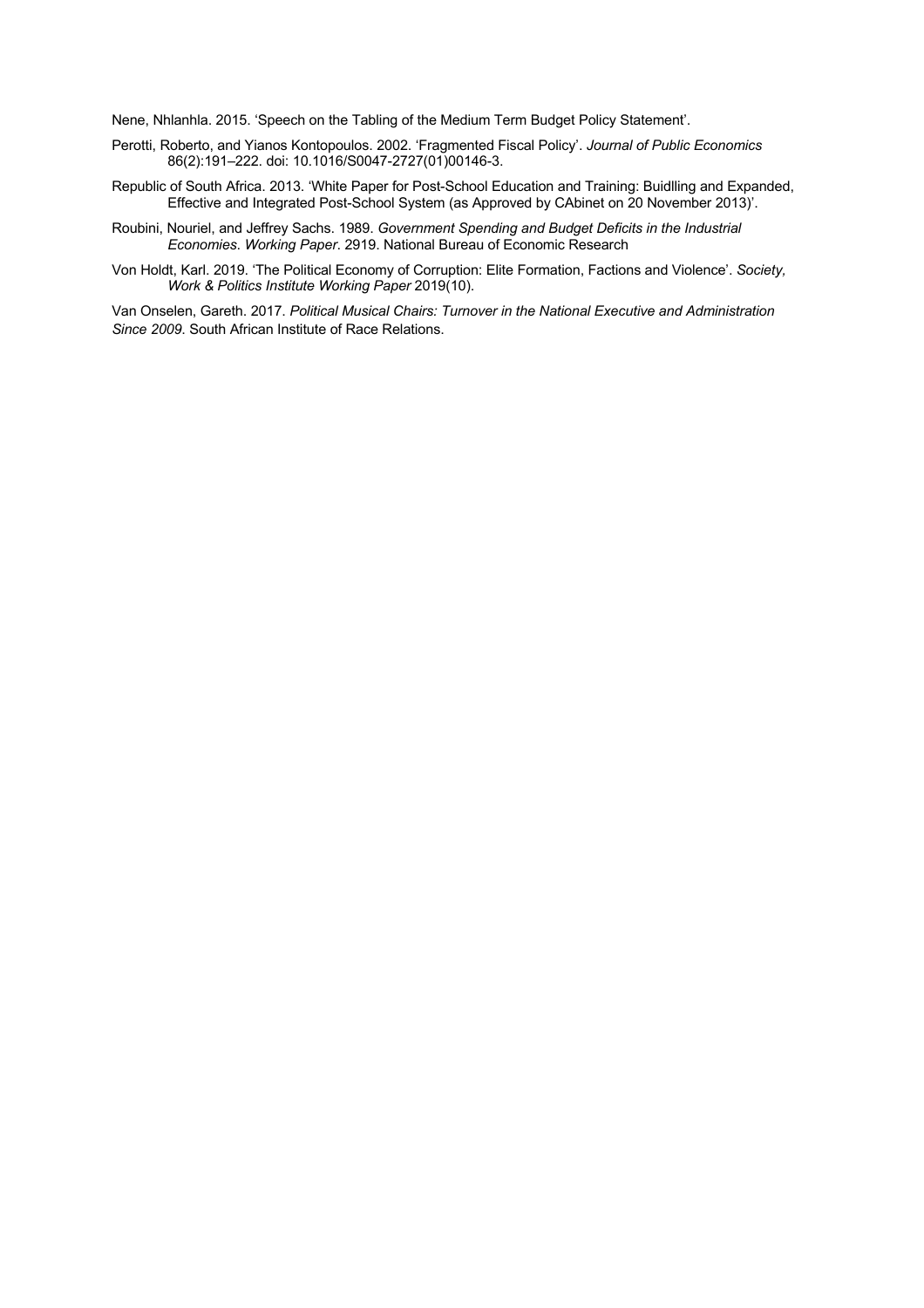Nene, Nhlanhla. 2015. 'Speech on the Tabling of the Medium Term Budget Policy Statement'.

Perotti, Roberto, and Yianos Kontopoulos. 2002. 'Fragmented Fiscal Policy'. *Journal of Public Economics* 86(2):191–222. doi: 10.1016/S0047-2727(01)00146-3.

Republic of South Africa. 2013. 'White Paper for Post-School Education and Training: Buidlling and Expanded, Effective and Integrated Post-School System (as Approved by CAbinet on 20 November 2013)'.

Roubini, Nouriel, and Jeffrey Sachs. 1989. *Government Spending and Budget Deficits in the Industrial Economies*. *Working Paper*. 2919. National Bureau of Economic Research

Von Holdt, Karl. 2019. 'The Political Economy of Corruption: Elite Formation, Factions and Violence'. *Society, Work & Politics Institute Working Paper* 2019(10).

Van Onselen, Gareth. 2017. *Political Musical Chairs: Turnover in the National Executive and Administration Since 2009*. South African Institute of Race Relations.